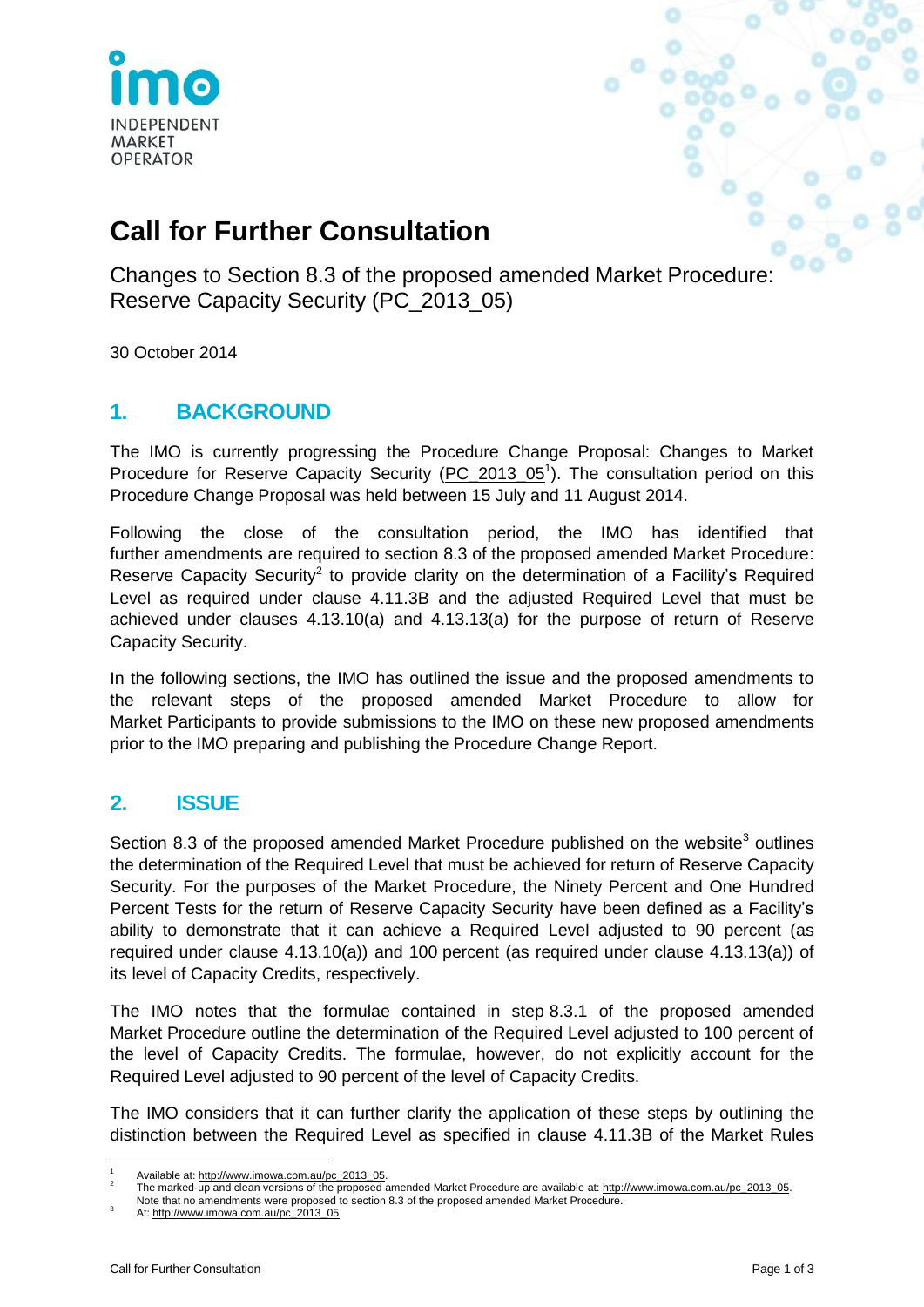imo INDEPENDENT MARKET OPERATOR

# Call for Further Consultation

Changes to Section 8.3 of the proposed amended Market Procedure: Reserve Capacity Security (PC_2013_05)

30 October 2014

## 1. BACKGROUND

The IMO is currently progressing the Procedure Change Proposal: Changes to Market Procedure for Reserve Capacity Security (PC_2013_05[1]). The consultation period on this Procedure Change Proposal was held between 15 July and 11 August 2014.

Following the close of the consultation period, the IMO has identified that further amendments are required to section 8.3 of the proposed amended Market Procedure: Reserve Capacity Security[2] to provide clarity on the determination of a Facility's Required Level as required under clause 4.11.3B and the adjusted Required Level that must be achieved under clauses 4.13.10(a) and 4.13.13(a) for the purpose of return of Reserve Capacity Security.

In the following sections, the IMO has outlined the issue and the proposed amendments to the relevant steps of the proposed amended Market Procedure to allow for Market Participants to provide submissions to the IMO on these new proposed amendments prior to the IMO preparing and publishing the Procedure Change Report.

## 2. ISSUE

Section 8.3 of the proposed amended Market Procedure published on the website[3] outlines the determination of the Required Level that must be achieved for return of Reserve Capacity Security. For the purposes of the Market Procedure, the Ninety Percent and One Hundred Percent Tests for the return of Reserve Capacity Security have been defined as a Facility's ability to demonstrate that it can achieve a Required Level adjusted to 90 percent (as required under clause 4.13.10(a)) and 100 percent (as required under clause 4.13.13(a)) of its level of Capacity Credits, respectively.

The IMO notes that the formulae contained in step 8.3.1 of the proposed amended Market Procedure outline the determination of the Required Level adjusted to 100 percent of the level of Capacity Credits. The formulae, however, do not explicitly account for the Required Level adjusted to 90 percent of the level of Capacity Credits.

The IMO considers that it can further clarify the application of these steps by outlining the distinction between the Required Level as specified in clause 4.11.3B of the Market Rules

---

[1] Available at: http://www.imowa.com.au/pc_2013_05.

[2] The marked-up and clean versions of the proposed amended Market Procedure are available at: http://www.imowa.com.au/pc_2013_05. Note that no amendments were proposed to section 8.3 of the proposed amended Market Procedure.

[3] At: http://www.imowa.com.au/pc_2013_05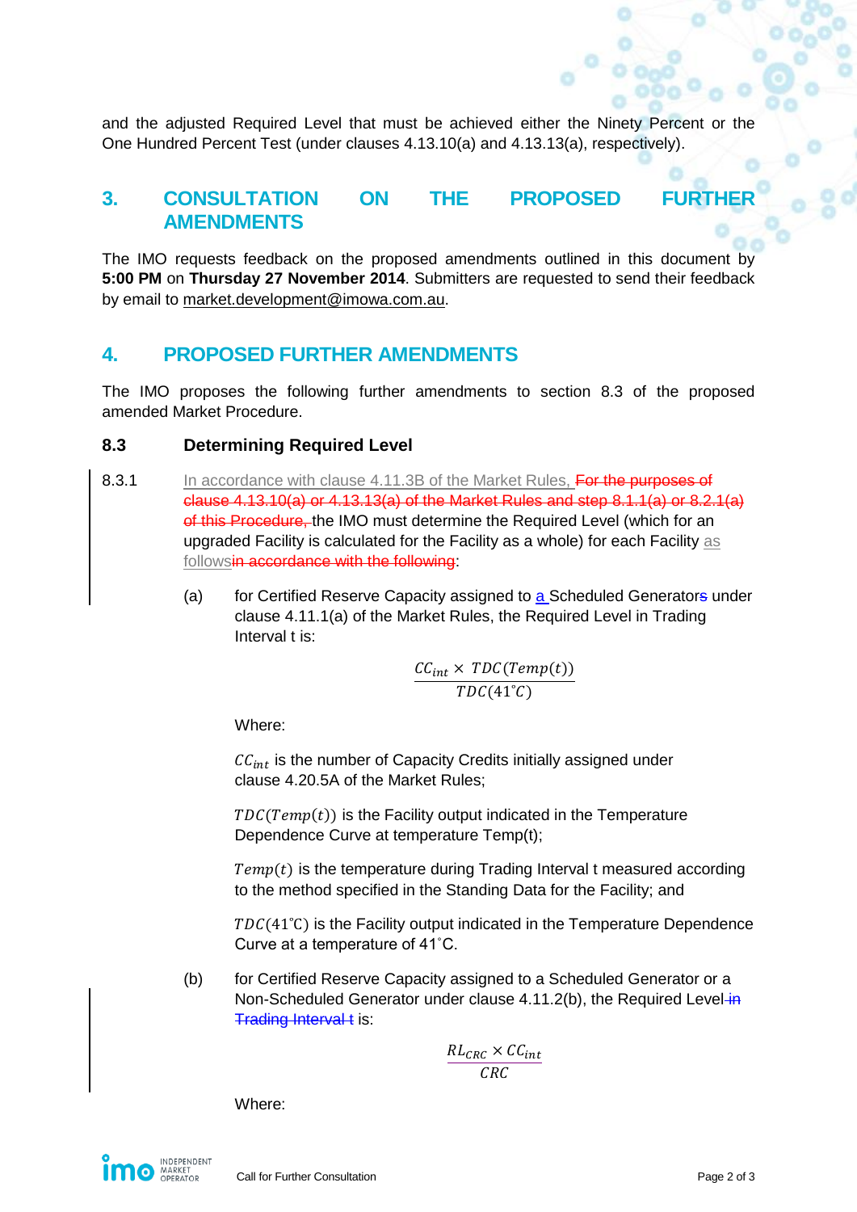and the adjusted Required Level that must be achieved either the Ninety Percent or the One Hundred Percent Test (under clauses 4.13.10(a) and 4.13.13(a), respectively).

## 3. CONSULTATION ON THE PROPOSED FURTHER AMENDMENTS

The IMO requests feedback on the proposed amendments outlined in this document by **5:00 PM** on **Thursday 27 November 2014**. Submitters are requested to send their feedback by email to market.development@imowa.com.au.

## 4. PROPOSED FURTHER AMENDMENTS

The IMO proposes the following further amendments to section 8.3 of the proposed amended Market Procedure.

### 8.3 Determining Required Level

8.3.1 In accordance with clause 4.11.3B of the Market Rules, ~~For the purposes of clause 4.13.10(a) or 4.13.13(a) of the Market Rules and step 8.1.1(a) or 8.2.1(a) of this Procedure,~~ the IMO must determine the Required Level (which for an upgraded Facility is calculated for the Facility as a whole) for each Facility as follows~~in accordance with the following~~:

(a) for Certified Reserve Capacity assigned to a Scheduled Generator~~s~~ under clause 4.11.1(a) of the Market Rules, the Required Level in Trading Interval t is:

$$\frac{CC_{int} \times TDC(Temp(t))}{TDC(41^{\circ}C)}$$

Where:

$CC_{int}$ is the number of Capacity Credits initially assigned under clause 4.20.5A of the Market Rules;

$TDC(Temp(t))$ is the Facility output indicated in the Temperature Dependence Curve at temperature Temp(t);

$Temp(t)$ is the temperature during Trading Interval t measured according to the method specified in the Standing Data for the Facility; and

$TDC(41^{\circ}C)$ is the Facility output indicated in the Temperature Dependence Curve at a temperature of 41˚C.

(b) for Certified Reserve Capacity assigned to a Scheduled Generator or a Non-Scheduled Generator under clause 4.11.2(b), the Required Level ~~in Trading Interval t~~ is:

$$\frac{RL_{CRC} \times CC_{int}}{CRC}$$

Where: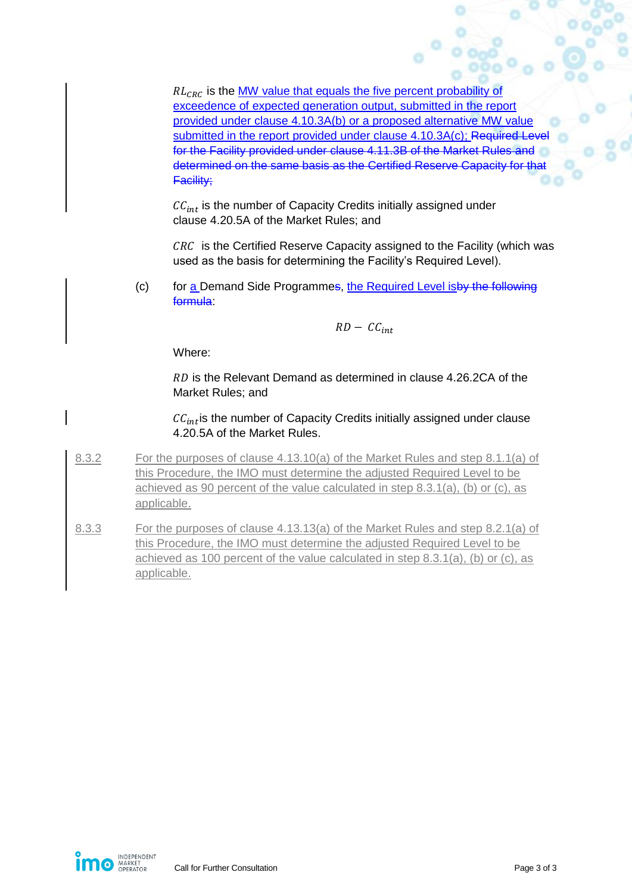$RL_{CRC}$ is the MW value that equals the five percent probability of exceedence of expected generation output, submitted in the report provided under clause 4.10.3A(b) or a proposed alternative MW value submitted in the report provided under clause 4.10.3A(c); ~~Required Level for the Facility provided under clause 4.11.3B of the Market Rules and determined on the same basis as the Certified Reserve Capacity for that Facility;~~

$CC_{int}$ is the number of Capacity Credits initially assigned under clause 4.20.5A of the Market Rules; and

$CRC$ is the Certified Reserve Capacity assigned to the Facility (which was used as the basis for determining the Facility's Required Level).

(c) for a Demand Side Programme~~s~~, the Required Level is~~by the following formula~~:

$$RD - CC_{int}$$

Where:

$RD$ is the Relevant Demand as determined in clause 4.26.2CA of the Market Rules; and

$CC_{int}$ is the number of Capacity Credits initially assigned under clause 4.20.5A of the Market Rules.

8.3.2 For the purposes of clause 4.13.10(a) of the Market Rules and step 8.1.1(a) of this Procedure, the IMO must determine the adjusted Required Level to be achieved as 90 percent of the value calculated in step 8.3.1(a), (b) or (c), as applicable.

8.3.3 For the purposes of clause 4.13.13(a) of the Market Rules and step 8.2.1(a) of this Procedure, the IMO must determine the adjusted Required Level to be achieved as 100 percent of the value calculated in step 8.3.1(a), (b) or (c), as applicable.